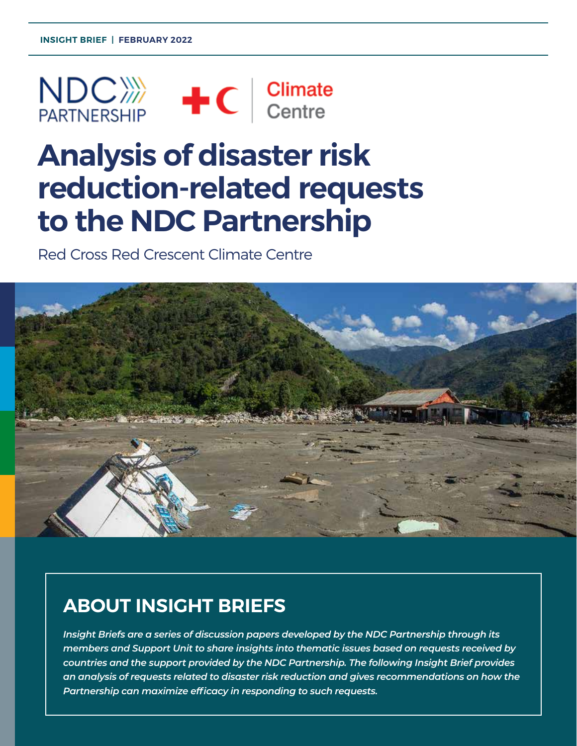INSIGHT BRIEF | FEBRUARY 2022

NDC PARTNERSHIP

Climate Centre

# Analysis of disaster risk reduction-related requests to the NDC Partnership

Red Cross Red Crescent Climate Centre

## ABOUT INSIGHT BRIEFS

*Insight Briefs are a series of discussion papers developed by the NDC Partnership through its members and Support Unit to share insights into thematic issues based on requests received by countries and the support provided by the NDC Partnership. The following Insight Brief provides an analysis of requests related to disaster risk reduction and gives recommendations on how the Partnership can maximize efficacy in responding to such requests.*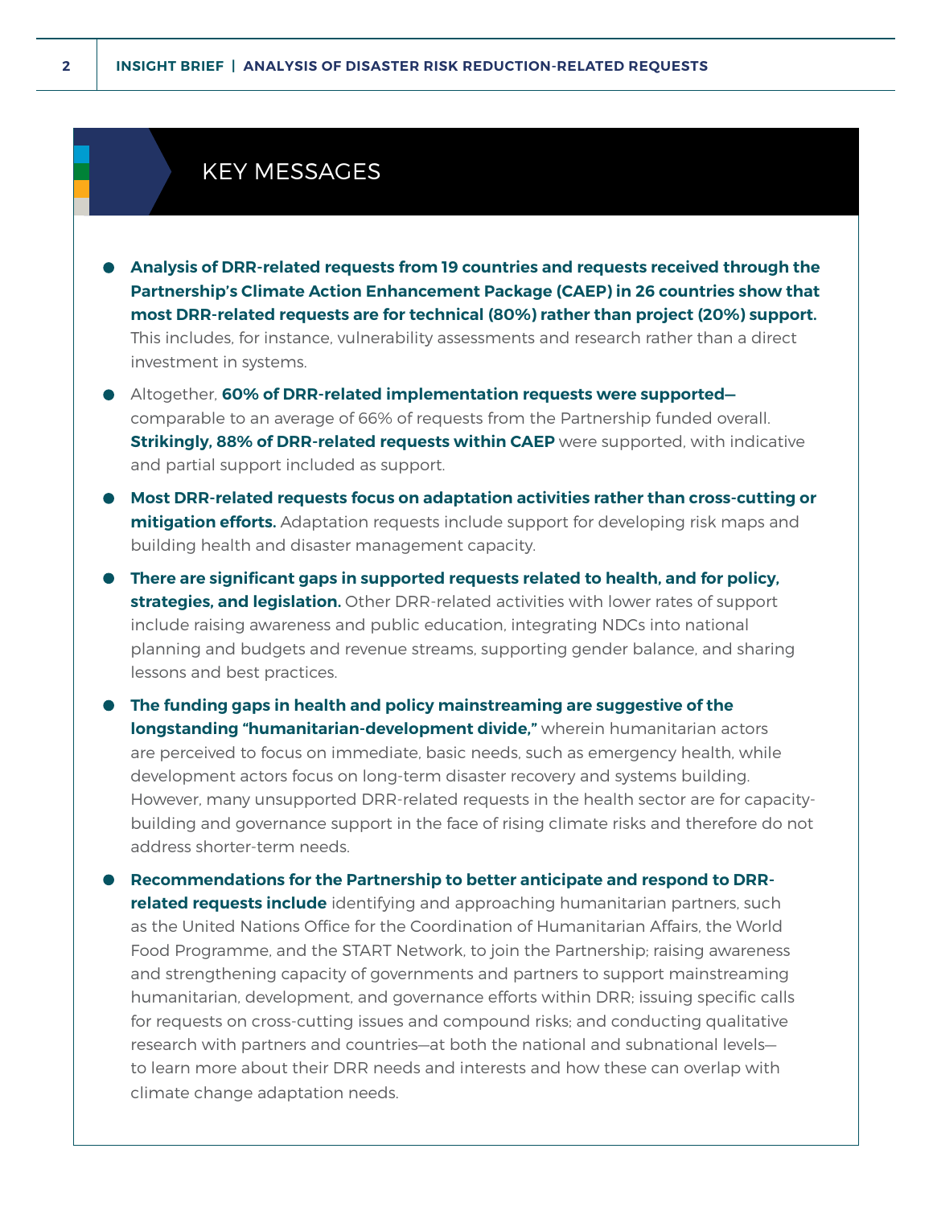## KEY MESSAGES

- **Analysis of DRR-related requests from 19 countries and requests received through the Partnership's Climate Action Enhancement Package (CAEP) in 26 countries show that most DRR-related requests are for technical (80%) rather than project (20%) support.** This includes, for instance, vulnerability assessments and research rather than a direct investment in systems.
- Altogether, **60% of DRR-related implementation requests were supported—** comparable to an average of 66% of requests from the Partnership funded overall. **Strikingly, 88% of DRR-related requests within CAEP** were supported, with indicative and partial support included as support.
- **Most DRR-related requests focus on adaptation activities rather than cross-cutting or mitigation efforts.** Adaptation requests include support for developing risk maps and building health and disaster management capacity.
- **There are significant gaps in supported requests related to health, and for policy, strategies, and legislation.** Other DRR-related activities with lower rates of support include raising awareness and public education, integrating NDCs into national planning and budgets and revenue streams, supporting gender balance, and sharing lessons and best practices.
- **The funding gaps in health and policy mainstreaming are suggestive of the longstanding "humanitarian-development divide,"** wherein humanitarian actors are perceived to focus on immediate, basic needs, such as emergency health, while development actors focus on long-term disaster recovery and systems building. However, many unsupported DRR-related requests in the health sector are for capacity-building and governance support in the face of rising climate risks and therefore do not address shorter-term needs.
- **Recommendations for the Partnership to better anticipate and respond to DRR-related requests include** identifying and approaching humanitarian partners, such as the United Nations Office for the Coordination of Humanitarian Affairs, the World Food Programme, and the START Network, to join the Partnership; raising awareness and strengthening capacity of governments and partners to support mainstreaming humanitarian, development, and governance efforts within DRR; issuing specific calls for requests on cross-cutting issues and compound risks; and conducting qualitative research with partners and countries—at both the national and subnational levels—to learn more about their DRR needs and interests and how these can overlap with climate change adaptation needs.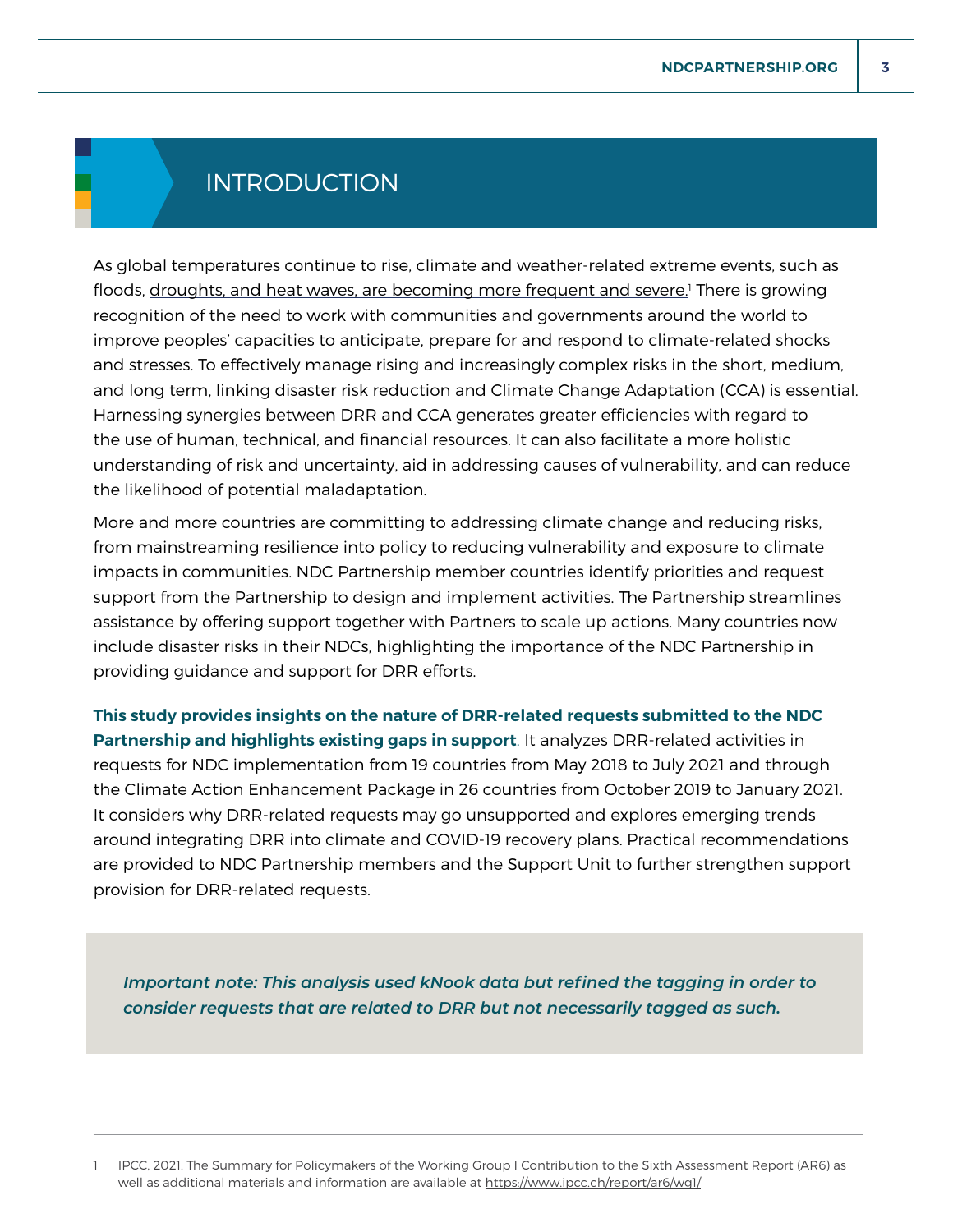# INTRODUCTION

As global temperatures continue to rise, climate and weather-related extreme events, such as floods, droughts, and heat waves, are becoming more frequent and severe.[1] There is growing recognition of the need to work with communities and governments around the world to improve peoples' capacities to anticipate, prepare for and respond to climate-related shocks and stresses. To effectively manage rising and increasingly complex risks in the short, medium, and long term, linking disaster risk reduction and Climate Change Adaptation (CCA) is essential. Harnessing synergies between DRR and CCA generates greater efficiencies with regard to the use of human, technical, and financial resources. It can also facilitate a more holistic understanding of risk and uncertainty, aid in addressing causes of vulnerability, and can reduce the likelihood of potential maladaptation.

More and more countries are committing to addressing climate change and reducing risks, from mainstreaming resilience into policy to reducing vulnerability and exposure to climate impacts in communities. NDC Partnership member countries identify priorities and request support from the Partnership to design and implement activities. The Partnership streamlines assistance by offering support together with Partners to scale up actions. Many countries now include disaster risks in their NDCs, highlighting the importance of the NDC Partnership in providing guidance and support for DRR efforts.

**This study provides insights on the nature of DRR-related requests submitted to the NDC Partnership and highlights existing gaps in support**. It analyzes DRR-related activities in requests for NDC implementation from 19 countries from May 2018 to July 2021 and through the Climate Action Enhancement Package in 26 countries from October 2019 to January 2021. It considers why DRR-related requests may go unsupported and explores emerging trends around integrating DRR into climate and COVID-19 recovery plans. Practical recommendations are provided to NDC Partnership members and the Support Unit to further strengthen support provision for DRR-related requests.

***Important note: This analysis used kNook data but refined the tagging in order to consider requests that are related to DRR but not necessarily tagged as such.***

1 IPCC, 2021. The Summary for Policymakers of the Working Group I Contribution to the Sixth Assessment Report (AR6) as well as additional materials and information are available at https://www.ipcc.ch/report/ar6/wg1/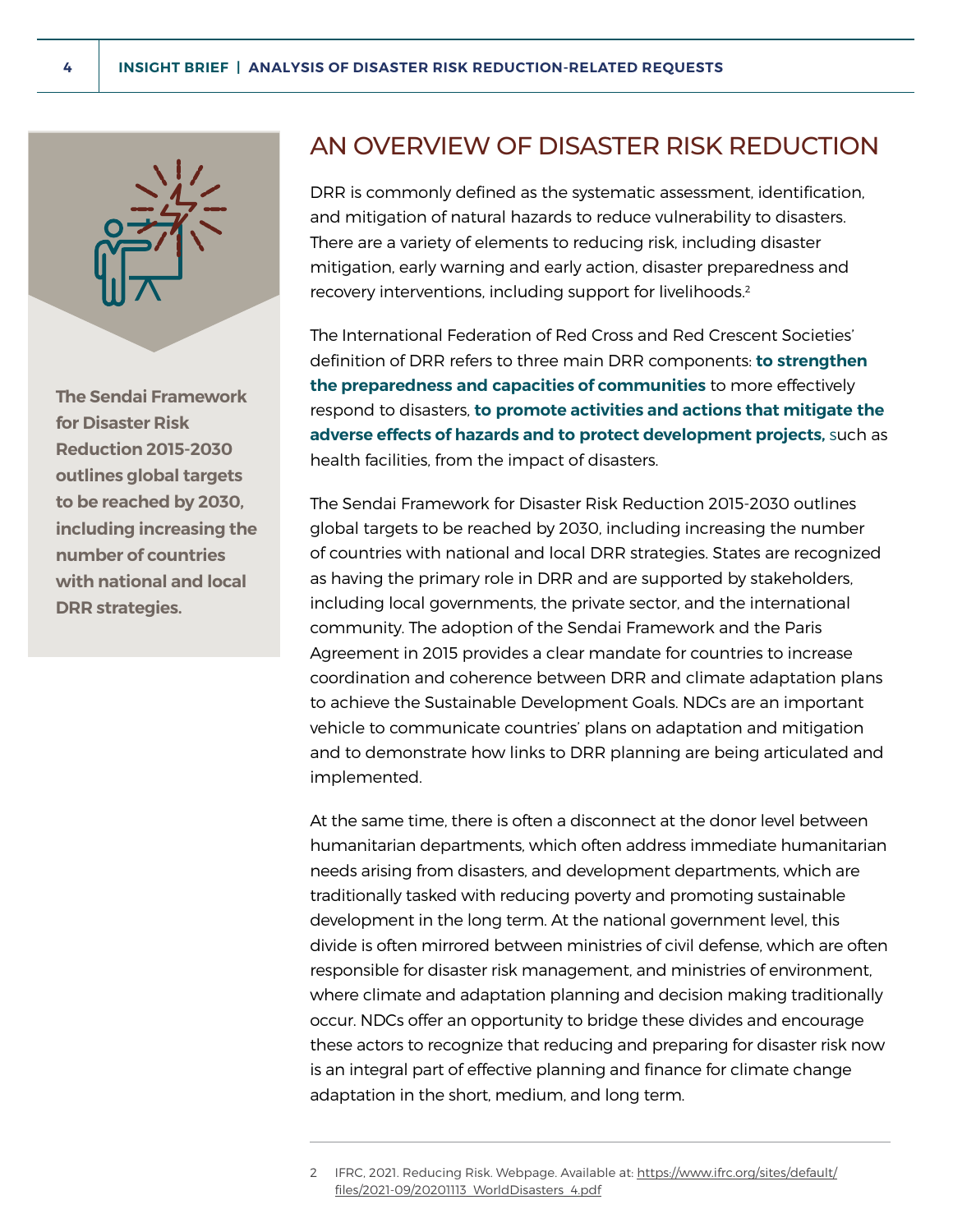The Sendai Framework for Disaster Risk Reduction 2015-2030 outlines global targets to be reached by 2030, including increasing the number of countries with national and local DRR strategies.

## AN OVERVIEW OF DISASTER RISK REDUCTION

DRR is commonly defined as the systematic assessment, identification, and mitigation of natural hazards to reduce vulnerability to disasters. There are a variety of elements to reducing risk, including disaster mitigation, early warning and early action, disaster preparedness and recovery interventions, including support for livelihoods.[2]

The International Federation of Red Cross and Red Crescent Societies' definition of DRR refers to three main DRR components: **to strengthen the preparedness and capacities of communities** to more effectively respond to disasters, **to promote activities and actions that mitigate the adverse effects of hazards and to protect development projects,** such as health facilities, from the impact of disasters.

The Sendai Framework for Disaster Risk Reduction 2015-2030 outlines global targets to be reached by 2030, including increasing the number of countries with national and local DRR strategies. States are recognized as having the primary role in DRR and are supported by stakeholders, including local governments, the private sector, and the international community. The adoption of the Sendai Framework and the Paris Agreement in 2015 provides a clear mandate for countries to increase coordination and coherence between DRR and climate adaptation plans to achieve the Sustainable Development Goals. NDCs are an important vehicle to communicate countries' plans on adaptation and mitigation and to demonstrate how links to DRR planning are being articulated and implemented.

At the same time, there is often a disconnect at the donor level between humanitarian departments, which often address immediate humanitarian needs arising from disasters, and development departments, which are traditionally tasked with reducing poverty and promoting sustainable development in the long term. At the national government level, this divide is often mirrored between ministries of civil defense, which are often responsible for disaster risk management, and ministries of environment, where climate and adaptation planning and decision making traditionally occur. NDCs offer an opportunity to bridge these divides and encourage these actors to recognize that reducing and preparing for disaster risk now is an integral part of effective planning and finance for climate change adaptation in the short, medium, and long term.

---

2 IFRC, 2021. Reducing Risk. Webpage. Available at: https://www.ifrc.org/sites/default/files/2021-09/20201113_WorldDisasters_4.pdf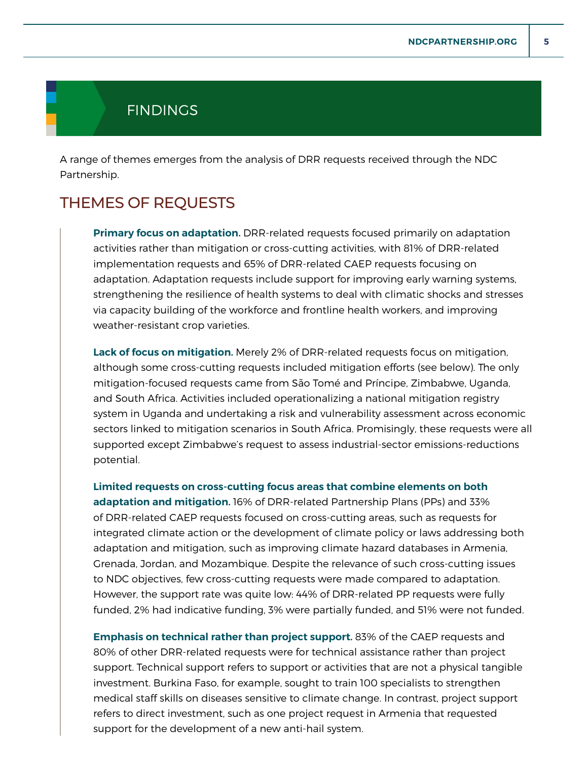# FINDINGS

A range of themes emerges from the analysis of DRR requests received through the NDC Partnership.

## THEMES OF REQUESTS

**Primary focus on adaptation.** DRR-related requests focused primarily on adaptation activities rather than mitigation or cross-cutting activities, with 81% of DRR-related implementation requests and 65% of DRR-related CAEP requests focusing on adaptation. Adaptation requests include support for improving early warning systems, strengthening the resilience of health systems to deal with climatic shocks and stresses via capacity building of the workforce and frontline health workers, and improving weather-resistant crop varieties.

**Lack of focus on mitigation.** Merely 2% of DRR-related requests focus on mitigation, although some cross-cutting requests included mitigation efforts (see below). The only mitigation-focused requests came from São Tomé and Príncipe, Zimbabwe, Uganda, and South Africa. Activities included operationalizing a national mitigation registry system in Uganda and undertaking a risk and vulnerability assessment across economic sectors linked to mitigation scenarios in South Africa. Promisingly, these requests were all supported except Zimbabwe's request to assess industrial-sector emissions-reductions potential.

**Limited requests on cross-cutting focus areas that combine elements on both adaptation and mitigation.** 16% of DRR-related Partnership Plans (PPs) and 33% of DRR-related CAEP requests focused on cross-cutting areas, such as requests for integrated climate action or the development of climate policy or laws addressing both adaptation and mitigation, such as improving climate hazard databases in Armenia, Grenada, Jordan, and Mozambique. Despite the relevance of such cross-cutting issues to NDC objectives, few cross-cutting requests were made compared to adaptation. However, the support rate was quite low: 44% of DRR-related PP requests were fully funded, 2% had indicative funding, 3% were partially funded, and 51% were not funded.

**Emphasis on technical rather than project support.** 83% of the CAEP requests and 80% of other DRR-related requests were for technical assistance rather than project support. Technical support refers to support or activities that are not a physical tangible investment. Burkina Faso, for example, sought to train 100 specialists to strengthen medical staff skills on diseases sensitive to climate change. In contrast, project support refers to direct investment, such as one project request in Armenia that requested support for the development of a new anti-hail system.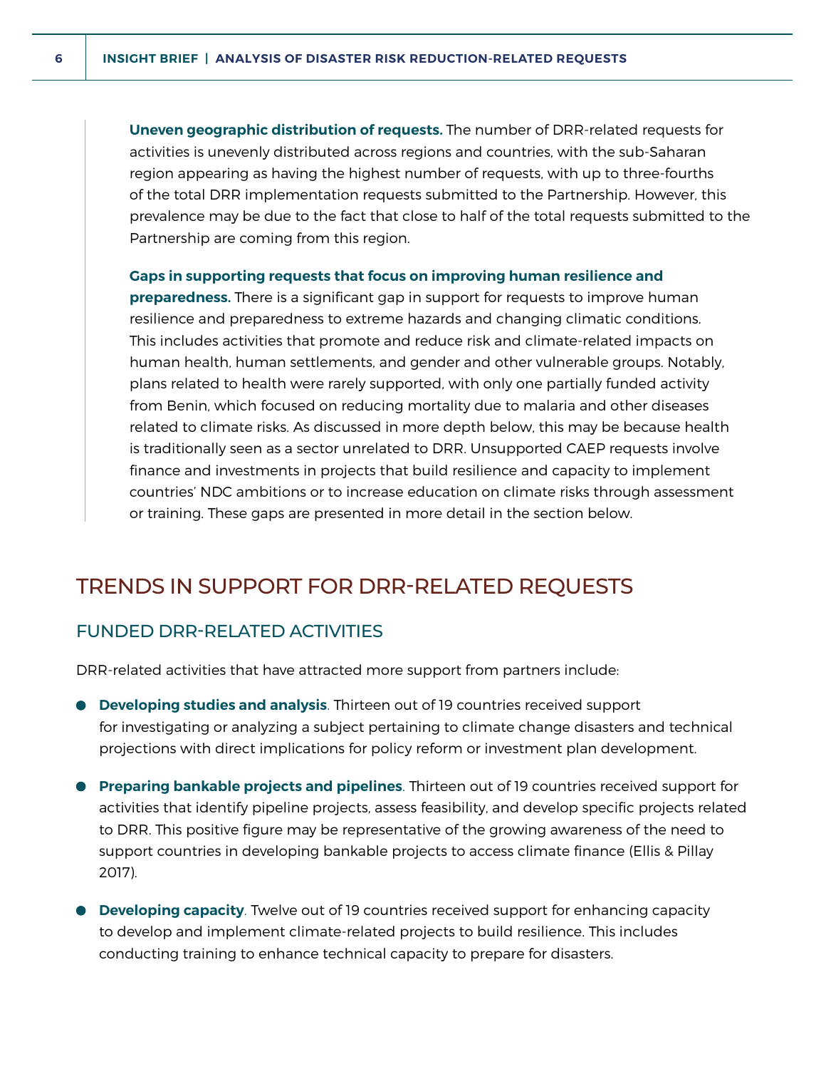**Uneven geographic distribution of requests.** The number of DRR-related requests for activities is unevenly distributed across regions and countries, with the sub-Saharan region appearing as having the highest number of requests, with up to three-fourths of the total DRR implementation requests submitted to the Partnership. However, this prevalence may be due to the fact that close to half of the total requests submitted to the Partnership are coming from this region.

**Gaps in supporting requests that focus on improving human resilience and preparedness.** There is a significant gap in support for requests to improve human resilience and preparedness to extreme hazards and changing climatic conditions. This includes activities that promote and reduce risk and climate-related impacts on human health, human settlements, and gender and other vulnerable groups. Notably, plans related to health were rarely supported, with only one partially funded activity from Benin, which focused on reducing mortality due to malaria and other diseases related to climate risks. As discussed in more depth below, this may be because health is traditionally seen as a sector unrelated to DRR. Unsupported CAEP requests involve finance and investments in projects that build resilience and capacity to implement countries' NDC ambitions or to increase education on climate risks through assessment or training. These gaps are presented in more detail in the section below.

## TRENDS IN SUPPORT FOR DRR-RELATED REQUESTS

### FUNDED DRR-RELATED ACTIVITIES

DRR-related activities that have attracted more support from partners include:

- **Developing studies and analysis**. Thirteen out of 19 countries received support for investigating or analyzing a subject pertaining to climate change disasters and technical projections with direct implications for policy reform or investment plan development.
- **Preparing bankable projects and pipelines**. Thirteen out of 19 countries received support for activities that identify pipeline projects, assess feasibility, and develop specific projects related to DRR. This positive figure may be representative of the growing awareness of the need to support countries in developing bankable projects to access climate finance (Ellis & Pillay 2017).
- **Developing capacity**. Twelve out of 19 countries received support for enhancing capacity to develop and implement climate-related projects to build resilience. This includes conducting training to enhance technical capacity to prepare for disasters.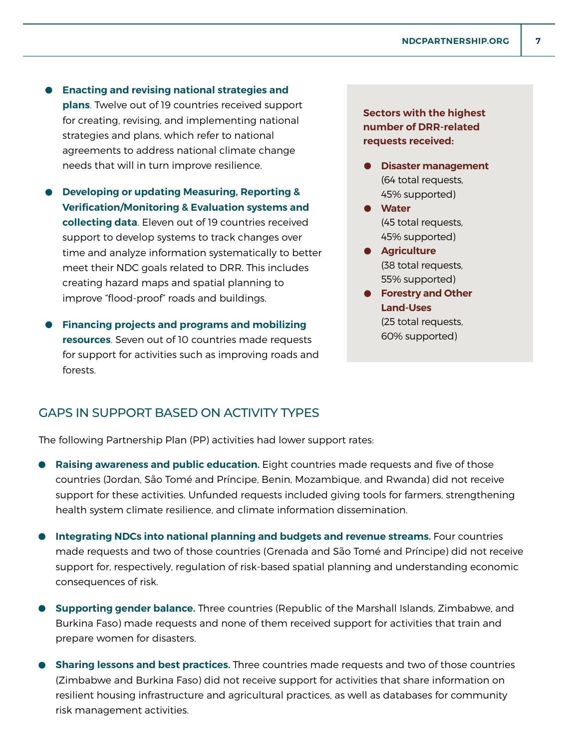- **Enacting and revising national strategies and plans**. Twelve out of 19 countries received support for creating, revising, and implementing national strategies and plans, which refer to national agreements to address national climate change needs that will in turn improve resilience.
- **Developing or updating Measuring, Reporting & Verification/Monitoring & Evaluation systems and collecting data**. Eleven out of 19 countries received support to develop systems to track changes over time and analyze information systematically to better meet their NDC goals related to DRR. This includes creating hazard maps and spatial planning to improve "flood-proof" roads and buildings.
- **Financing projects and programs and mobilizing resources**. Seven out of 10 countries made requests for support for activities such as improving roads and forests.

**Sectors with the highest number of DRR-related requests received:**

- **Disaster management** (64 total requests, 45% supported)
- **Water** (45 total requests, 45% supported)
- **Agriculture** (38 total requests, 55% supported)
- **Forestry and Other Land-Uses** (25 total requests, 60% supported)

## GAPS IN SUPPORT BASED ON ACTIVITY TYPES

The following Partnership Plan (PP) activities had lower support rates:

- **Raising awareness and public education.** Eight countries made requests and five of those countries (Jordan, São Tomé and Príncipe, Benin, Mozambique, and Rwanda) did not receive support for these activities. Unfunded requests included giving tools for farmers, strengthening health system climate resilience, and climate information dissemination.
- **Integrating NDCs into national planning and budgets and revenue streams.** Four countries made requests and two of those countries (Grenada and São Tomé and Príncipe) did not receive support for, respectively, regulation of risk-based spatial planning and understanding economic consequences of risk.
- **Supporting gender balance.** Three countries (Republic of the Marshall Islands, Zimbabwe, and Burkina Faso) made requests and none of them received support for activities that train and prepare women for disasters.
- **Sharing lessons and best practices.** Three countries made requests and two of those countries (Zimbabwe and Burkina Faso) did not receive support for activities that share information on resilient housing infrastructure and agricultural practices, as well as databases for community risk management activities.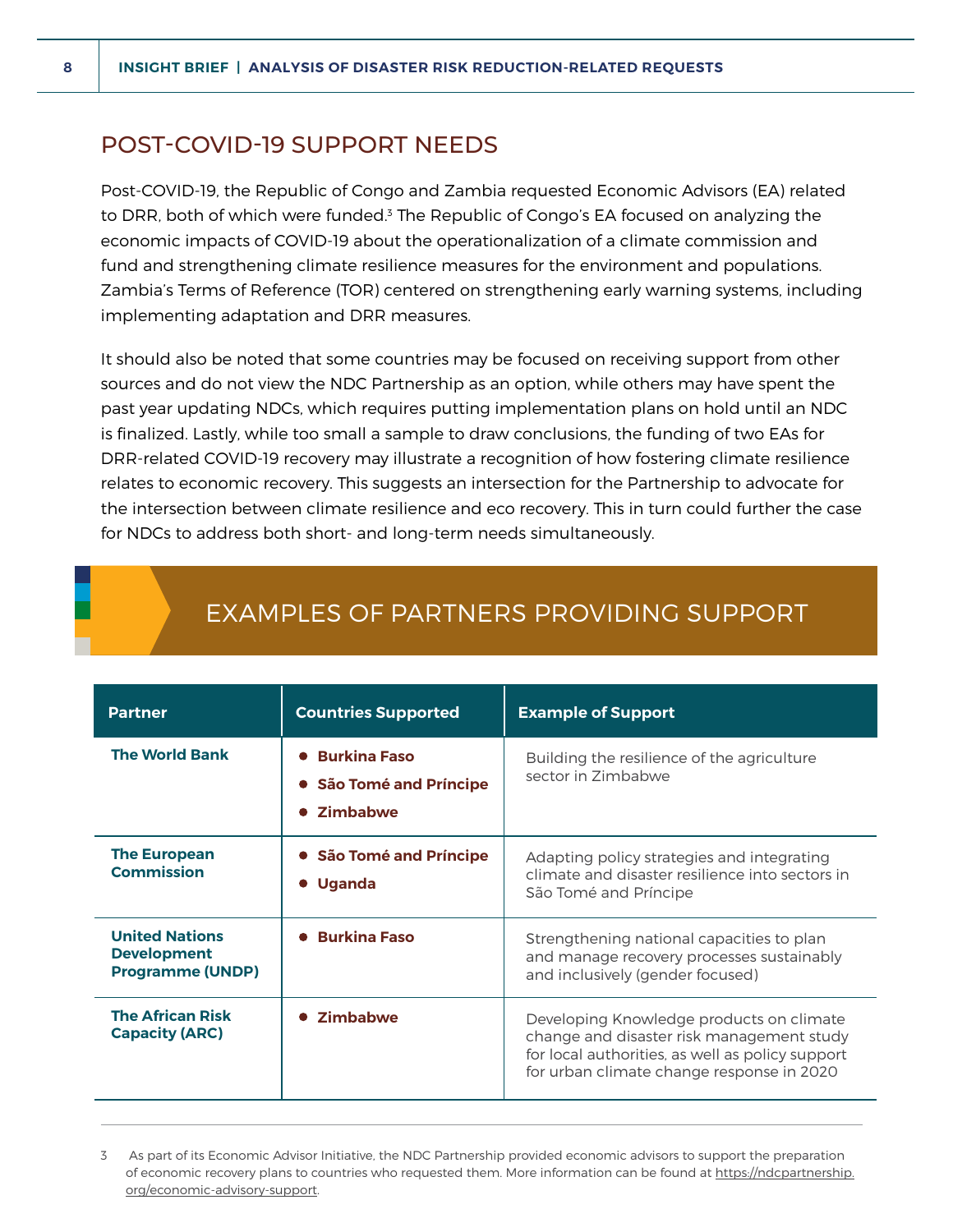## POST-COVID-19 SUPPORT NEEDS

Post-COVID-19, the Republic of Congo and Zambia requested Economic Advisors (EA) related to DRR, both of which were funded.[3] The Republic of Congo's EA focused on analyzing the economic impacts of COVID-19 about the operationalization of a climate commission and fund and strengthening climate resilience measures for the environment and populations. Zambia's Terms of Reference (TOR) centered on strengthening early warning systems, including implementing adaptation and DRR measures.

It should also be noted that some countries may be focused on receiving support from other sources and do not view the NDC Partnership as an option, while others may have spent the past year updating NDCs, which requires putting implementation plans on hold until an NDC is finalized. Lastly, while too small a sample to draw conclusions, the funding of two EAs for DRR-related COVID-19 recovery may illustrate a recognition of how fostering climate resilience relates to economic recovery. This suggests an intersection for the Partnership to advocate for the intersection between climate resilience and eco recovery. This in turn could further the case for NDCs to address both short- and long-term needs simultaneously.

## EXAMPLES OF PARTNERS PROVIDING SUPPORT

| Partner | Countries Supported | Example of Support |
|---|---|---|
| **The World Bank** | • **Burkina Faso**<br>• **São Tomé and Príncipe**<br>• **Zimbabwe** | Building the resilience of the agriculture sector in Zimbabwe |
| **The European Commission** | • **São Tomé and Príncipe**<br>• **Uganda** | Adapting policy strategies and integrating climate and disaster resilience into sectors in São Tomé and Príncipe |
| **United Nations Development Programme (UNDP)** | • **Burkina Faso** | Strengthening national capacities to plan and manage recovery processes sustainably and inclusively (gender focused) |
| **The African Risk Capacity (ARC)** | • **Zimbabwe** | Developing Knowledge products on climate change and disaster risk management study for local authorities, as well as policy support for urban climate change response in 2020 |

3 As part of its Economic Advisor Initiative, the NDC Partnership provided economic advisors to support the preparation of economic recovery plans to countries who requested them. More information can be found at https://ndcpartnership.org/economic-advisory-support.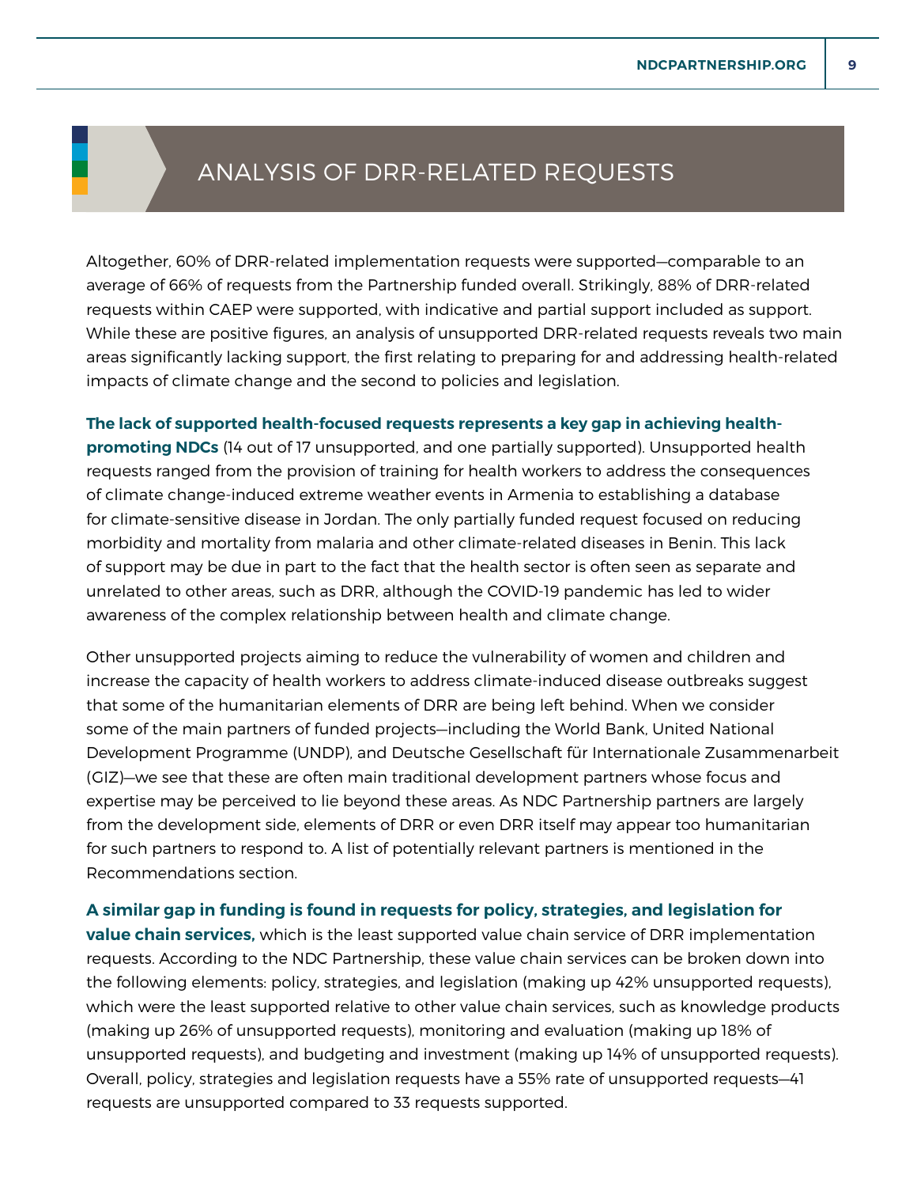# ANALYSIS OF DRR-RELATED REQUESTS

Altogether, 60% of DRR-related implementation requests were supported—comparable to an average of 66% of requests from the Partnership funded overall. Strikingly, 88% of DRR-related requests within CAEP were supported, with indicative and partial support included as support. While these are positive figures, an analysis of unsupported DRR-related requests reveals two main areas significantly lacking support, the first relating to preparing for and addressing health-related impacts of climate change and the second to policies and legislation.

**The lack of supported health-focused requests represents a key gap in achieving health-promoting NDCs** (14 out of 17 unsupported, and one partially supported). Unsupported health requests ranged from the provision of training for health workers to address the consequences of climate change-induced extreme weather events in Armenia to establishing a database for climate-sensitive disease in Jordan. The only partially funded request focused on reducing morbidity and mortality from malaria and other climate-related diseases in Benin. This lack of support may be due in part to the fact that the health sector is often seen as separate and unrelated to other areas, such as DRR, although the COVID-19 pandemic has led to wider awareness of the complex relationship between health and climate change.

Other unsupported projects aiming to reduce the vulnerability of women and children and increase the capacity of health workers to address climate-induced disease outbreaks suggest that some of the humanitarian elements of DRR are being left behind. When we consider some of the main partners of funded projects—including the World Bank, United National Development Programme (UNDP), and Deutsche Gesellschaft für Internationale Zusammenarbeit (GIZ)—we see that these are often main traditional development partners whose focus and expertise may be perceived to lie beyond these areas. As NDC Partnership partners are largely from the development side, elements of DRR or even DRR itself may appear too humanitarian for such partners to respond to. A list of potentially relevant partners is mentioned in the Recommendations section.

**A similar gap in funding is found in requests for policy, strategies, and legislation for value chain services,** which is the least supported value chain service of DRR implementation requests. According to the NDC Partnership, these value chain services can be broken down into the following elements: policy, strategies, and legislation (making up 42% unsupported requests), which were the least supported relative to other value chain services, such as knowledge products (making up 26% of unsupported requests), monitoring and evaluation (making up 18% of unsupported requests), and budgeting and investment (making up 14% of unsupported requests). Overall, policy, strategies and legislation requests have a 55% rate of unsupported requests—41 requests are unsupported compared to 33 requests supported.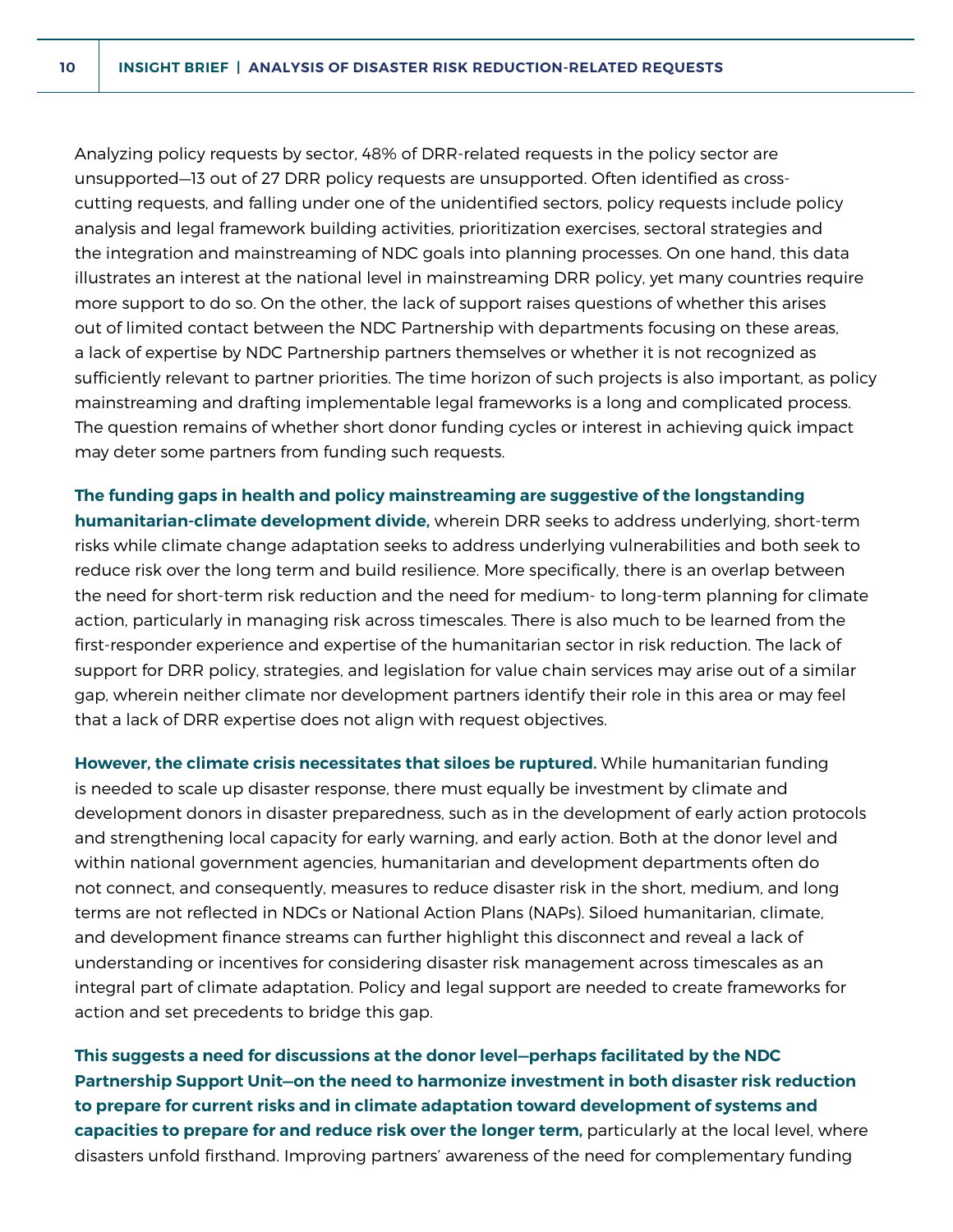Analyzing policy requests by sector, 48% of DRR-related requests in the policy sector are unsupported—13 out of 27 DRR policy requests are unsupported. Often identified as cross-cutting requests, and falling under one of the unidentified sectors, policy requests include policy analysis and legal framework building activities, prioritization exercises, sectoral strategies and the integration and mainstreaming of NDC goals into planning processes. On one hand, this data illustrates an interest at the national level in mainstreaming DRR policy, yet many countries require more support to do so. On the other, the lack of support raises questions of whether this arises out of limited contact between the NDC Partnership with departments focusing on these areas, a lack of expertise by NDC Partnership partners themselves or whether it is not recognized as sufficiently relevant to partner priorities. The time horizon of such projects is also important, as policy mainstreaming and drafting implementable legal frameworks is a long and complicated process. The question remains of whether short donor funding cycles or interest in achieving quick impact may deter some partners from funding such requests.

**The funding gaps in health and policy mainstreaming are suggestive of the longstanding humanitarian-climate development divide,** wherein DRR seeks to address underlying, short-term risks while climate change adaptation seeks to address underlying vulnerabilities and both seek to reduce risk over the long term and build resilience. More specifically, there is an overlap between the need for short-term risk reduction and the need for medium- to long-term planning for climate action, particularly in managing risk across timescales. There is also much to be learned from the first-responder experience and expertise of the humanitarian sector in risk reduction. The lack of support for DRR policy, strategies, and legislation for value chain services may arise out of a similar gap, wherein neither climate nor development partners identify their role in this area or may feel that a lack of DRR expertise does not align with request objectives.

**However, the climate crisis necessitates that siloes be ruptured.** While humanitarian funding is needed to scale up disaster response, there must equally be investment by climate and development donors in disaster preparedness, such as in the development of early action protocols and strengthening local capacity for early warning, and early action. Both at the donor level and within national government agencies, humanitarian and development departments often do not connect, and consequently, measures to reduce disaster risk in the short, medium, and long terms are not reflected in NDCs or National Action Plans (NAPs). Siloed humanitarian, climate, and development finance streams can further highlight this disconnect and reveal a lack of understanding or incentives for considering disaster risk management across timescales as an integral part of climate adaptation. Policy and legal support are needed to create frameworks for action and set precedents to bridge this gap.

**This suggests a need for discussions at the donor level—perhaps facilitated by the NDC Partnership Support Unit—on the need to harmonize investment in both disaster risk reduction to prepare for current risks and in climate adaptation toward development of systems and capacities to prepare for and reduce risk over the longer term,** particularly at the local level, where disasters unfold firsthand. Improving partners' awareness of the need for complementary funding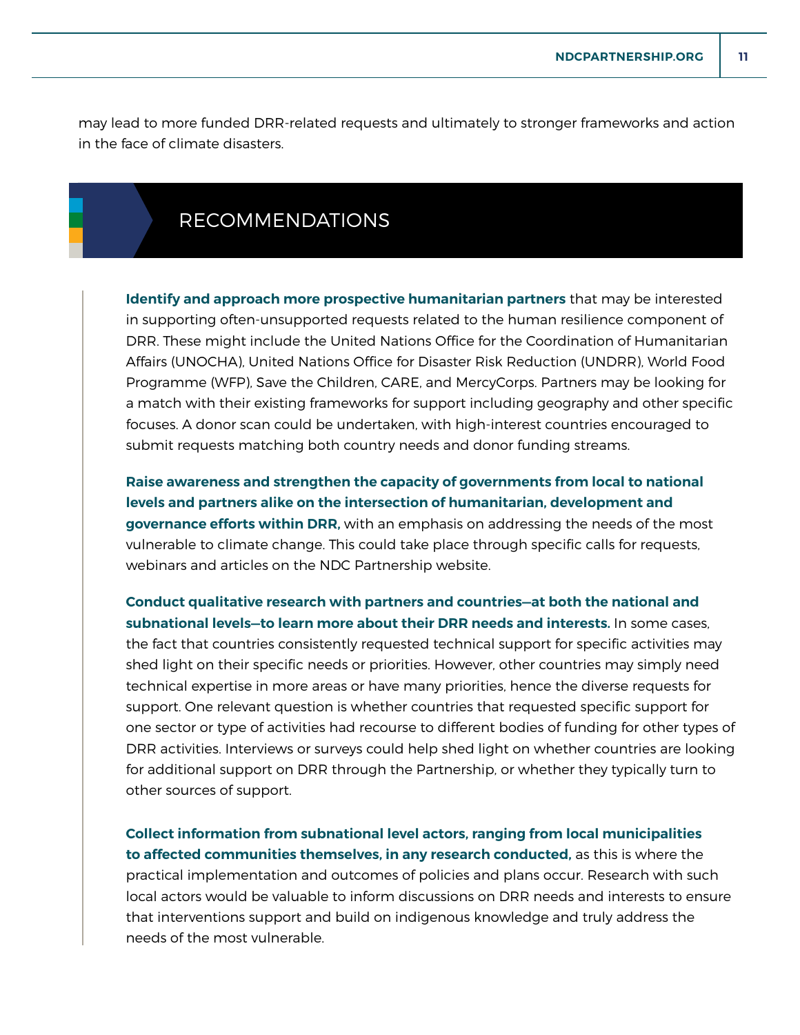may lead to more funded DRR-related requests and ultimately to stronger frameworks and action in the face of climate disasters.

## RECOMMENDATIONS

**Identify and approach more prospective humanitarian partners** that may be interested in supporting often-unsupported requests related to the human resilience component of DRR. These might include the United Nations Office for the Coordination of Humanitarian Affairs (UNOCHA), United Nations Office for Disaster Risk Reduction (UNDRR), World Food Programme (WFP), Save the Children, CARE, and MercyCorps. Partners may be looking for a match with their existing frameworks for support including geography and other specific focuses. A donor scan could be undertaken, with high-interest countries encouraged to submit requests matching both country needs and donor funding streams.

**Raise awareness and strengthen the capacity of governments from local to national levels and partners alike on the intersection of humanitarian, development and governance efforts within DRR,** with an emphasis on addressing the needs of the most vulnerable to climate change. This could take place through specific calls for requests, webinars and articles on the NDC Partnership website.

**Conduct qualitative research with partners and countries—at both the national and subnational levels—to learn more about their DRR needs and interests.** In some cases, the fact that countries consistently requested technical support for specific activities may shed light on their specific needs or priorities. However, other countries may simply need technical expertise in more areas or have many priorities, hence the diverse requests for support. One relevant question is whether countries that requested specific support for one sector or type of activities had recourse to different bodies of funding for other types of DRR activities. Interviews or surveys could help shed light on whether countries are looking for additional support on DRR through the Partnership, or whether they typically turn to other sources of support.

**Collect information from subnational level actors, ranging from local municipalities to affected communities themselves, in any research conducted,** as this is where the practical implementation and outcomes of policies and plans occur. Research with such local actors would be valuable to inform discussions on DRR needs and interests to ensure that interventions support and build on indigenous knowledge and truly address the needs of the most vulnerable.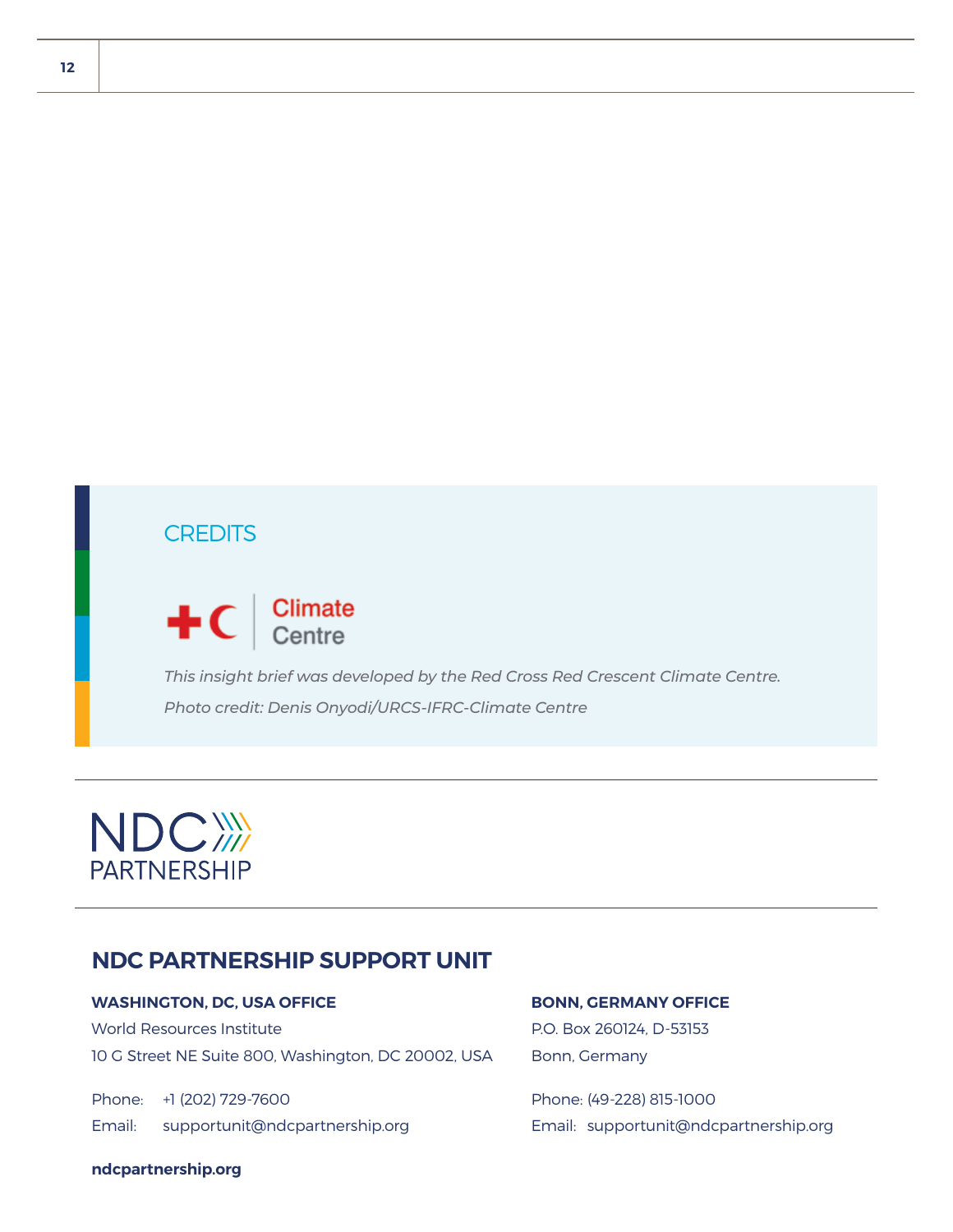## CREDITS

Climate Centre

*This insight brief was developed by the Red Cross Red Crescent Climate Centre.*

*Photo credit: Denis Onyodi/URCS-IFRC-Climate Centre*

NDC PARTNERSHIP

## NDC PARTNERSHIP SUPPORT UNIT

**WASHINGTON, DC, USA OFFICE**

World Resources Institute
10 G Street NE Suite 800, Washington, DC 20002, USA

Phone: +1 (202) 729-7600
Email: supportunit@ndcpartnership.org

**BONN, GERMANY OFFICE**

P.O. Box 260124, D-53153
Bonn, Germany

Phone: (49-228) 815-1000
Email: supportunit@ndcpartnership.org

**ndcpartnership.org**